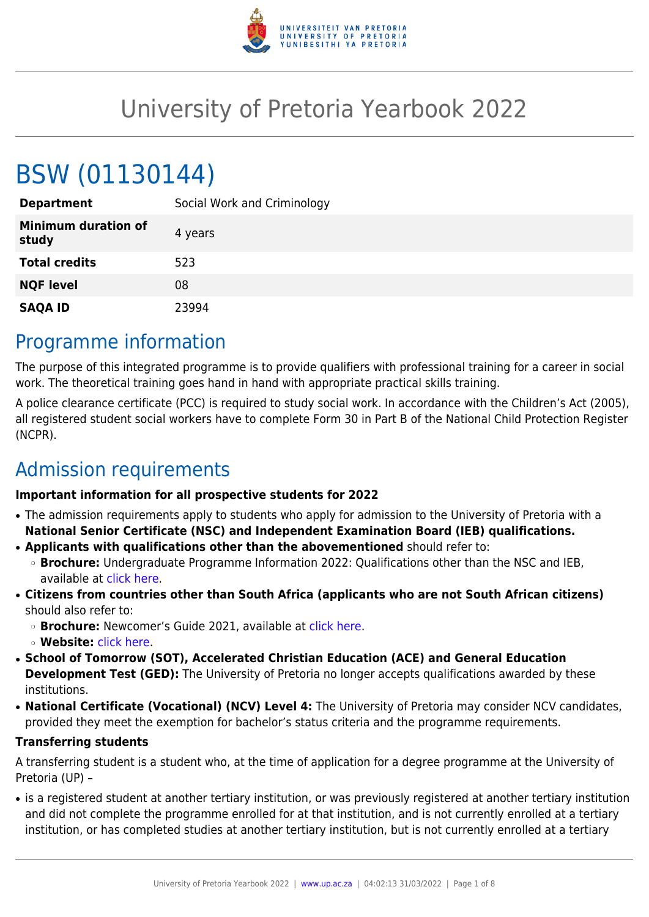# University of Pretoria Yearbook 2022

# BSW (01130144)

| | |
|---|---|
| **Department** | Social Work and Criminology |
| **Minimum duration of study** | 4 years |
| **Total credits** | 523 |
| **NQF level** | 08 |
| **SAQA ID** | 23994 |

## Programme information

The purpose of this integrated programme is to provide qualifiers with professional training for a career in social work. The theoretical training goes hand in hand with appropriate practical skills training.

A police clearance certificate (PCC) is required to study social work. In accordance with the Children's Act (2005), all registered student social workers have to complete Form 30 in Part B of the National Child Protection Register (NCPR).

## Admission requirements

**Important information for all prospective students for 2022**

- The admission requirements apply to students who apply for admission to the University of Pretoria with a **National Senior Certificate (NSC) and Independent Examination Board (IEB) qualifications.**
- **Applicants with qualifications other than the abovementioned** should refer to:
  - **Brochure:** Undergraduate Programme Information 2022: Qualifications other than the NSC and IEB, available at click here.
- **Citizens from countries other than South Africa (applicants who are not South African citizens)** should also refer to:
  - **Brochure:** Newcomer's Guide 2021, available at click here.
  - **Website:** click here.
- **School of Tomorrow (SOT), Accelerated Christian Education (ACE) and General Education Development Test (GED):** The University of Pretoria no longer accepts qualifications awarded by these institutions.
- **National Certificate (Vocational) (NCV) Level 4:** The University of Pretoria may consider NCV candidates, provided they meet the exemption for bachelor's status criteria and the programme requirements.

**Transferring students**

A transferring student is a student who, at the time of application for a degree programme at the University of Pretoria (UP) –

- is a registered student at another tertiary institution, or was previously registered at another tertiary institution and did not complete the programme enrolled for at that institution, and is not currently enrolled at a tertiary institution, or has completed studies at another tertiary institution, but is not currently enrolled at a tertiary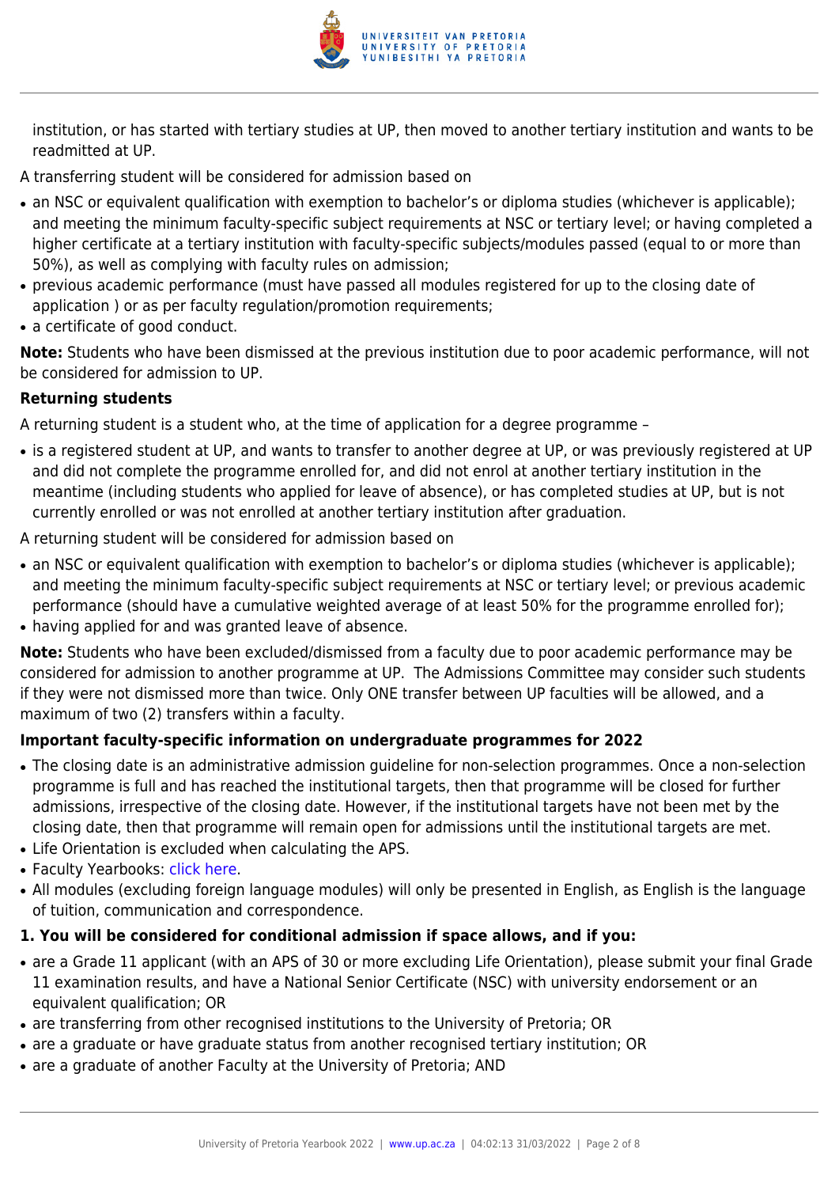institution, or has started with tertiary studies at UP, then moved to another tertiary institution and wants to be readmitted at UP.

A transferring student will be considered for admission based on

- an NSC or equivalent qualification with exemption to bachelor's or diploma studies (whichever is applicable); and meeting the minimum faculty-specific subject requirements at NSC or tertiary level; or having completed a higher certificate at a tertiary institution with faculty-specific subjects/modules passed (equal to or more than 50%), as well as complying with faculty rules on admission;
- previous academic performance (must have passed all modules registered for up to the closing date of application ) or as per faculty regulation/promotion requirements;
- a certificate of good conduct.

**Note:** Students who have been dismissed at the previous institution due to poor academic performance, will not be considered for admission to UP.

**Returning students**

A returning student is a student who, at the time of application for a degree programme –

- is a registered student at UP, and wants to transfer to another degree at UP, or was previously registered at UP and did not complete the programme enrolled for, and did not enrol at another tertiary institution in the meantime (including students who applied for leave of absence), or has completed studies at UP, but is not currently enrolled or was not enrolled at another tertiary institution after graduation.

A returning student will be considered for admission based on

- an NSC or equivalent qualification with exemption to bachelor's or diploma studies (whichever is applicable); and meeting the minimum faculty-specific subject requirements at NSC or tertiary level; or previous academic performance (should have a cumulative weighted average of at least 50% for the programme enrolled for);
- having applied for and was granted leave of absence.

**Note:** Students who have been excluded/dismissed from a faculty due to poor academic performance may be considered for admission to another programme at UP. The Admissions Committee may consider such students if they were not dismissed more than twice. Only ONE transfer between UP faculties will be allowed, and a maximum of two (2) transfers within a faculty.

**Important faculty-specific information on undergraduate programmes for 2022**

- The closing date is an administrative admission guideline for non-selection programmes. Once a non-selection programme is full and has reached the institutional targets, then that programme will be closed for further admissions, irrespective of the closing date. However, if the institutional targets have not been met by the closing date, then that programme will remain open for admissions until the institutional targets are met.
- Life Orientation is excluded when calculating the APS.
- Faculty Yearbooks: click here.
- All modules (excluding foreign language modules) will only be presented in English, as English is the language of tuition, communication and correspondence.

**1. You will be considered for conditional admission if space allows, and if you:**

- are a Grade 11 applicant (with an APS of 30 or more excluding Life Orientation), please submit your final Grade 11 examination results, and have a National Senior Certificate (NSC) with university endorsement or an equivalent qualification; OR
- are transferring from other recognised institutions to the University of Pretoria; OR
- are a graduate or have graduate status from another recognised tertiary institution; OR
- are a graduate of another Faculty at the University of Pretoria; AND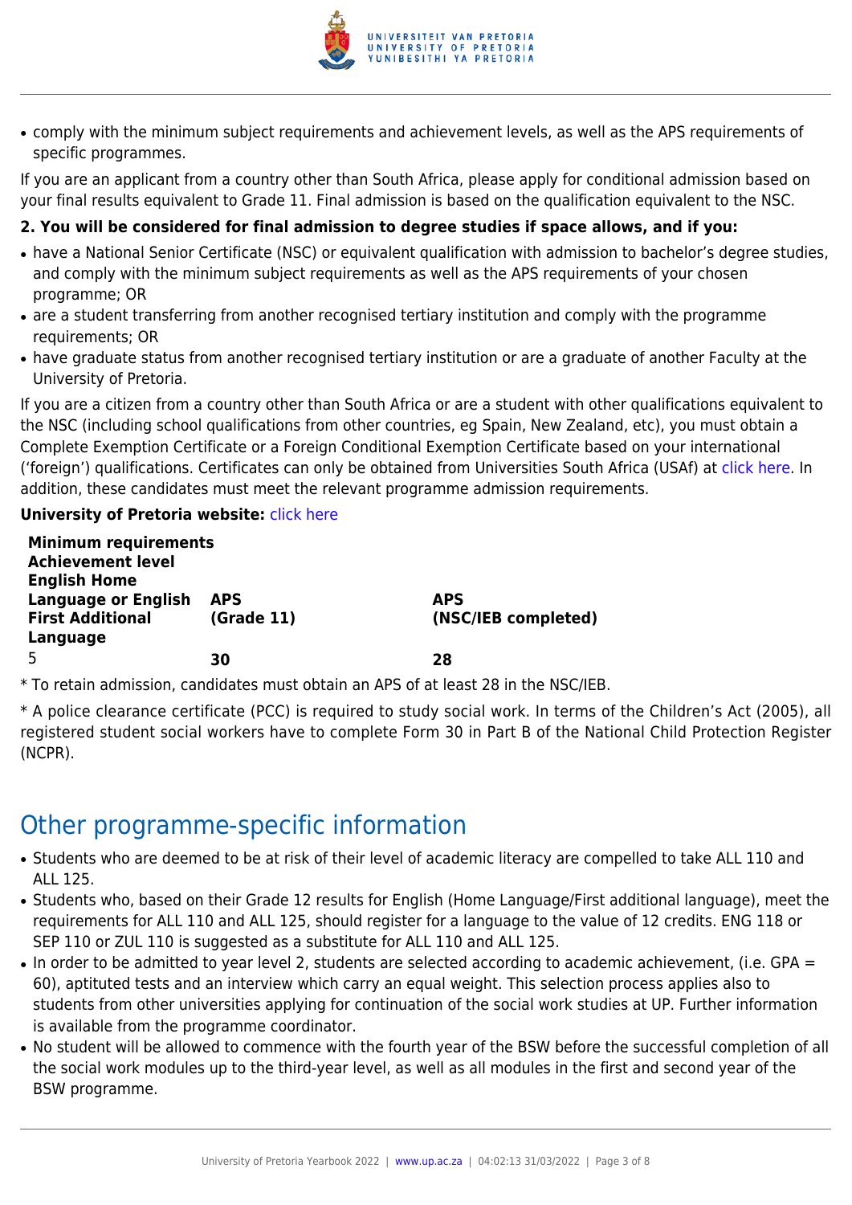- comply with the minimum subject requirements and achievement levels, as well as the APS requirements of specific programmes.

If you are an applicant from a country other than South Africa, please apply for conditional admission based on your final results equivalent to Grade 11. Final admission is based on the qualification equivalent to the NSC.

**2. You will be considered for final admission to degree studies if space allows, and if you:**

- have a National Senior Certificate (NSC) or equivalent qualification with admission to bachelor's degree studies, and comply with the minimum subject requirements as well as the APS requirements of your chosen programme; OR
- are a student transferring from another recognised tertiary institution and comply with the programme requirements; OR
- have graduate status from another recognised tertiary institution or are a graduate of another Faculty at the University of Pretoria.

If you are a citizen from a country other than South Africa or are a student with other qualifications equivalent to the NSC (including school qualifications from other countries, eg Spain, New Zealand, etc), you must obtain a Complete Exemption Certificate or a Foreign Conditional Exemption Certificate based on your international ('foreign') qualifications. Certificates can only be obtained from Universities South Africa (USAf) at click here. In addition, these candidates must meet the relevant programme admission requirements.

**University of Pretoria website:** click here

| **Minimum requirements Achievement level English Home Language or English First Additional Language** | **APS (Grade 11)** | **APS (NSC/IEB completed)** |
|---|---|---|
| 5 | **30** | **28** |

* To retain admission, candidates must obtain an APS of at least 28 in the NSC/IEB.

* A police clearance certificate (PCC) is required to study social work. In terms of the Children's Act (2005), all registered student social workers have to complete Form 30 in Part B of the National Child Protection Register (NCPR).

## Other programme-specific information

- Students who are deemed to be at risk of their level of academic literacy are compelled to take ALL 110 and ALL 125.
- Students who, based on their Grade 12 results for English (Home Language/First additional language), meet the requirements for ALL 110 and ALL 125, should register for a language to the value of 12 credits. ENG 118 or SEP 110 or ZUL 110 is suggested as a substitute for ALL 110 and ALL 125.
- In order to be admitted to year level 2, students are selected according to academic achievement, (i.e. GPA = 60), aptituted tests and an interview which carry an equal weight. This selection process applies also to students from other universities applying for continuation of the social work studies at UP. Further information is available from the programme coordinator.
- No student will be allowed to commence with the fourth year of the BSW before the successful completion of all the social work modules up to the third-year level, as well as all modules in the first and second year of the BSW programme.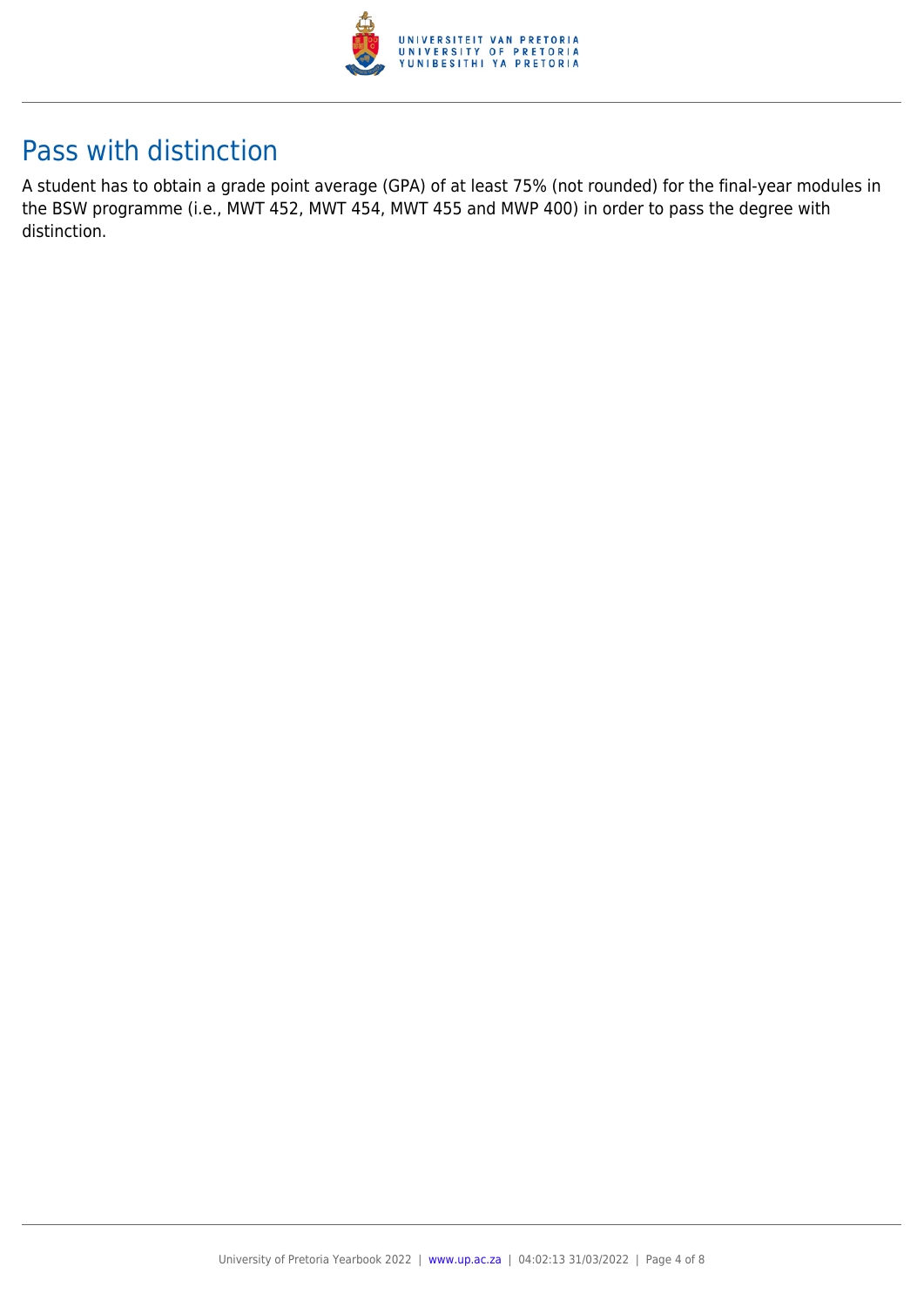## Pass with distinction

A student has to obtain a grade point average (GPA) of at least 75% (not rounded) for the final-year modules in the BSW programme (i.e., MWT 452, MWT 454, MWT 455 and MWP 400) in order to pass the degree with distinction.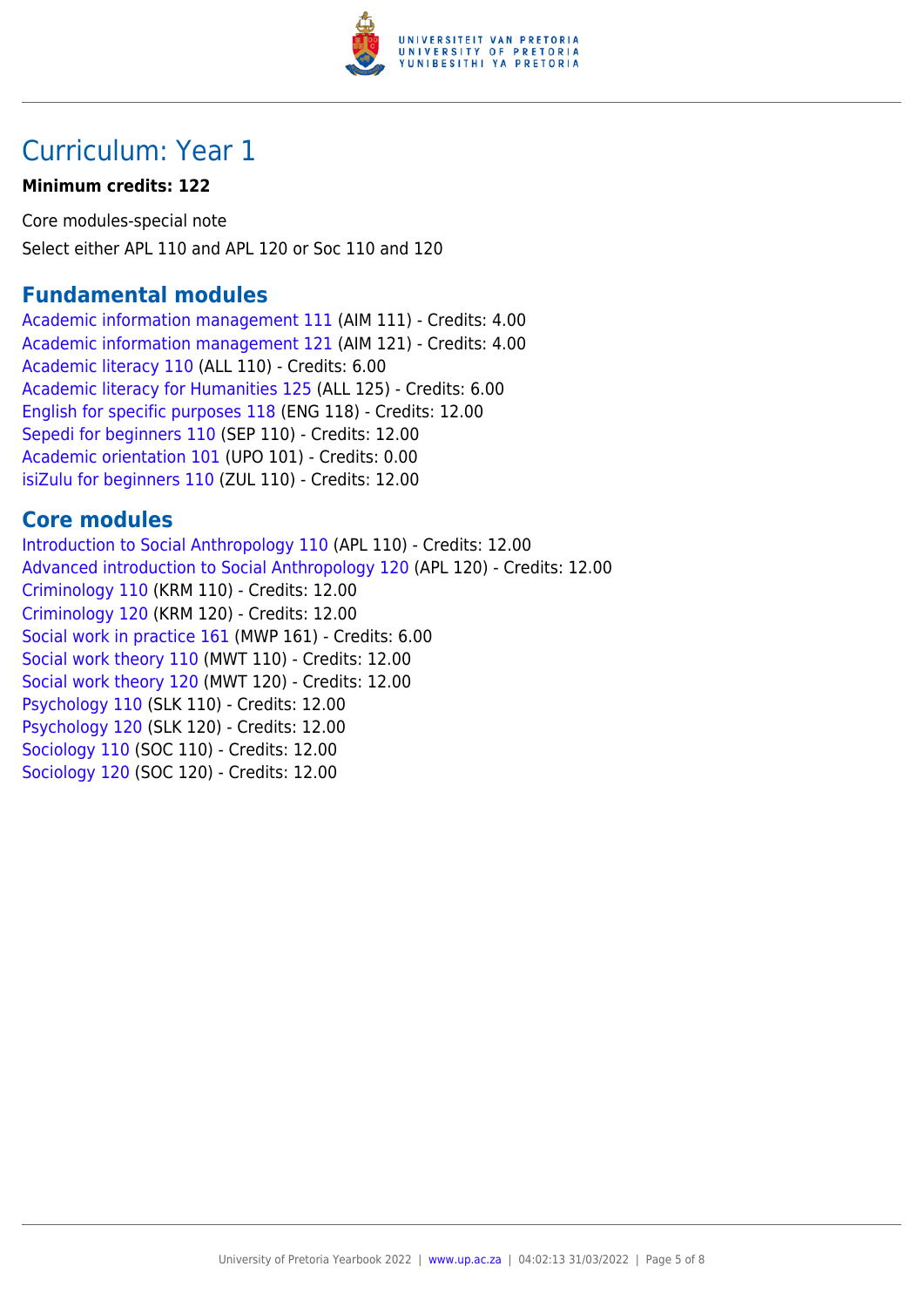# Curriculum: Year 1

**Minimum credits: 122**

Core modules-special note

Select either APL 110 and APL 120 or Soc 110 and 120

## Fundamental modules

Academic information management 111 (AIM 111) - Credits: 4.00
Academic information management 121 (AIM 121) - Credits: 4.00
Academic literacy 110 (ALL 110) - Credits: 6.00
Academic literacy for Humanities 125 (ALL 125) - Credits: 6.00
English for specific purposes 118 (ENG 118) - Credits: 12.00
Sepedi for beginners 110 (SEP 110) - Credits: 12.00
Academic orientation 101 (UPO 101) - Credits: 0.00
isiZulu for beginners 110 (ZUL 110) - Credits: 12.00

## Core modules

Introduction to Social Anthropology 110 (APL 110) - Credits: 12.00
Advanced introduction to Social Anthropology 120 (APL 120) - Credits: 12.00
Criminology 110 (KRM 110) - Credits: 12.00
Criminology 120 (KRM 120) - Credits: 12.00
Social work in practice 161 (MWP 161) - Credits: 6.00
Social work theory 110 (MWT 110) - Credits: 12.00
Social work theory 120 (MWT 120) - Credits: 12.00
Psychology 110 (SLK 110) - Credits: 12.00
Psychology 120 (SLK 120) - Credits: 12.00
Sociology 110 (SOC 110) - Credits: 12.00
Sociology 120 (SOC 120) - Credits: 12.00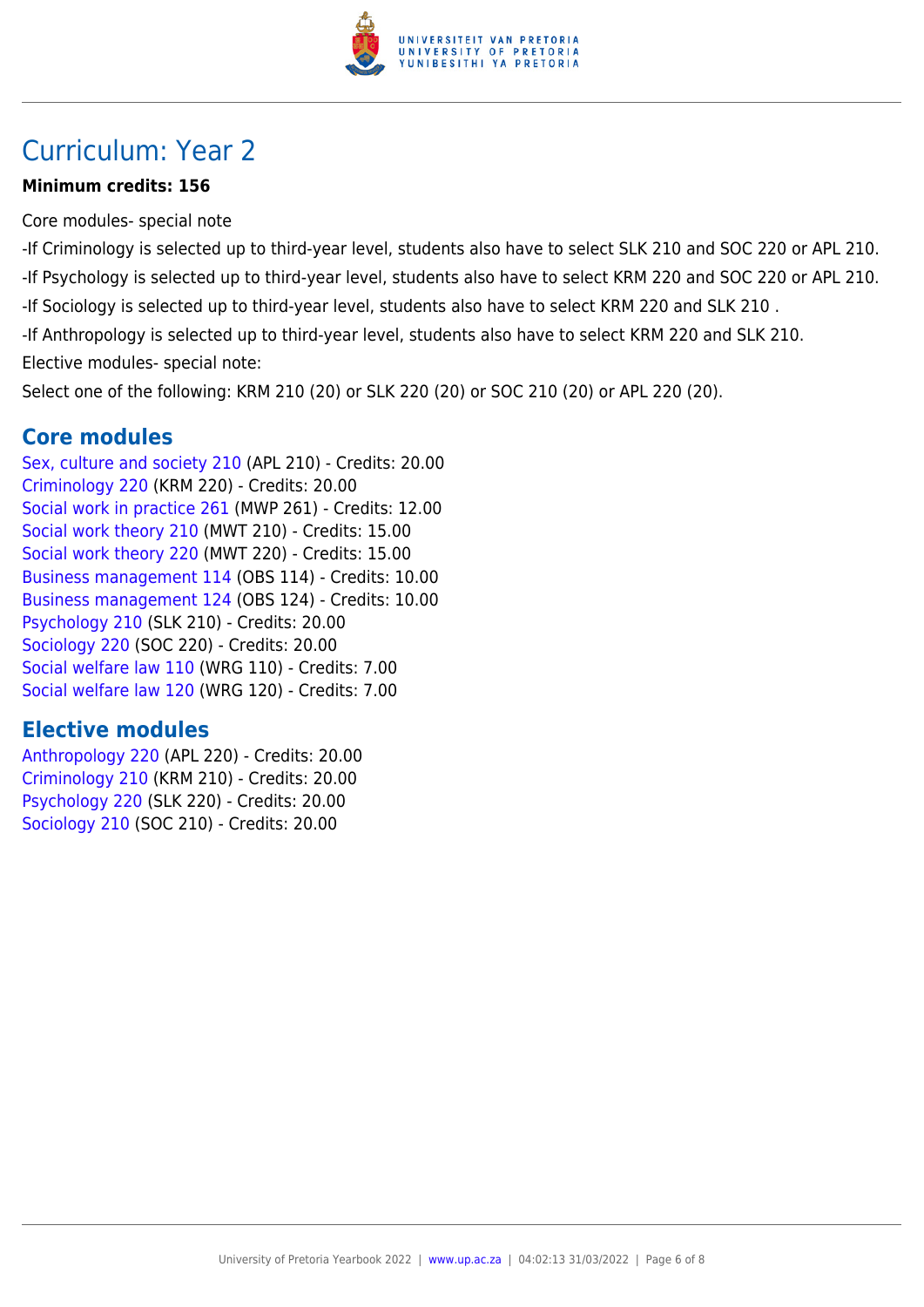# Curriculum: Year 2

**Minimum credits: 156**

Core modules- special note

-If Criminology is selected up to third-year level, students also have to select SLK 210 and SOC 220 or APL 210.

-If Psychology is selected up to third-year level, students also have to select KRM 220 and SOC 220 or APL 210.

-If Sociology is selected up to third-year level, students also have to select KRM 220 and SLK 210 .

-If Anthropology is selected up to third-year level, students also have to select KRM 220 and SLK 210.

Elective modules- special note:

Select one of the following: KRM 210 (20) or SLK 220 (20) or SOC 210 (20) or APL 220 (20).

## Core modules

Sex, culture and society 210 (APL 210) - Credits: 20.00
Criminology 220 (KRM 220) - Credits: 20.00
Social work in practice 261 (MWP 261) - Credits: 12.00
Social work theory 210 (MWT 210) - Credits: 15.00
Social work theory 220 (MWT 220) - Credits: 15.00
Business management 114 (OBS 114) - Credits: 10.00
Business management 124 (OBS 124) - Credits: 10.00
Psychology 210 (SLK 210) - Credits: 20.00
Sociology 220 (SOC 220) - Credits: 20.00
Social welfare law 110 (WRG 110) - Credits: 7.00
Social welfare law 120 (WRG 120) - Credits: 7.00

## Elective modules

Anthropology 220 (APL 220) - Credits: 20.00
Criminology 210 (KRM 210) - Credits: 20.00
Psychology 220 (SLK 220) - Credits: 20.00
Sociology 210 (SOC 210) - Credits: 20.00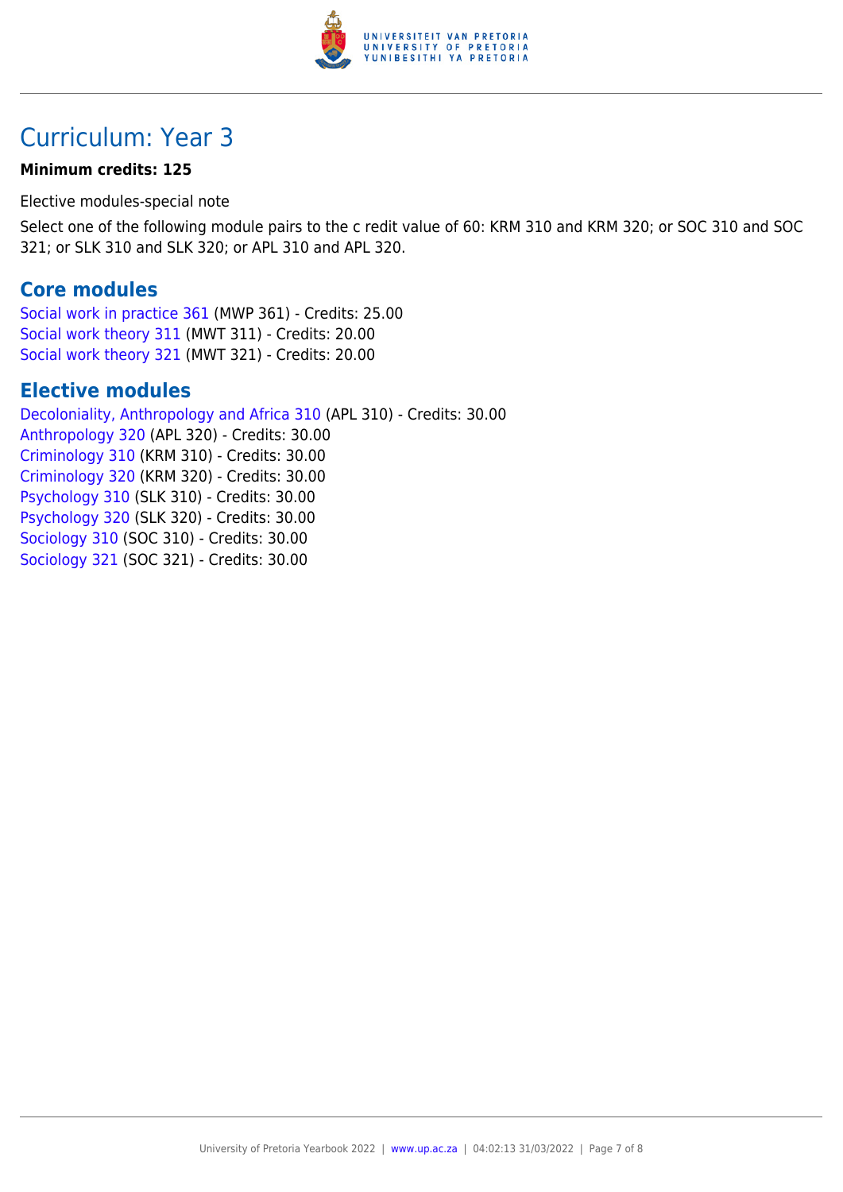# Curriculum: Year 3

**Minimum credits: 125**

Elective modules-special note

Select one of the following module pairs to the c redit value of 60: KRM 310 and KRM 320; or SOC 310 and SOC 321; or SLK 310 and SLK 320; or APL 310 and APL 320.

## Core modules

Social work in practice 361 (MWP 361) - Credits: 25.00
Social work theory 311 (MWT 311) - Credits: 20.00
Social work theory 321 (MWT 321) - Credits: 20.00

## Elective modules

Decoloniality, Anthropology and Africa 310 (APL 310) - Credits: 30.00
Anthropology 320 (APL 320) - Credits: 30.00
Criminology 310 (KRM 310) - Credits: 30.00
Criminology 320 (KRM 320) - Credits: 30.00
Psychology 310 (SLK 310) - Credits: 30.00
Psychology 320 (SLK 320) - Credits: 30.00
Sociology 310 (SOC 310) - Credits: 30.00
Sociology 321 (SOC 321) - Credits: 30.00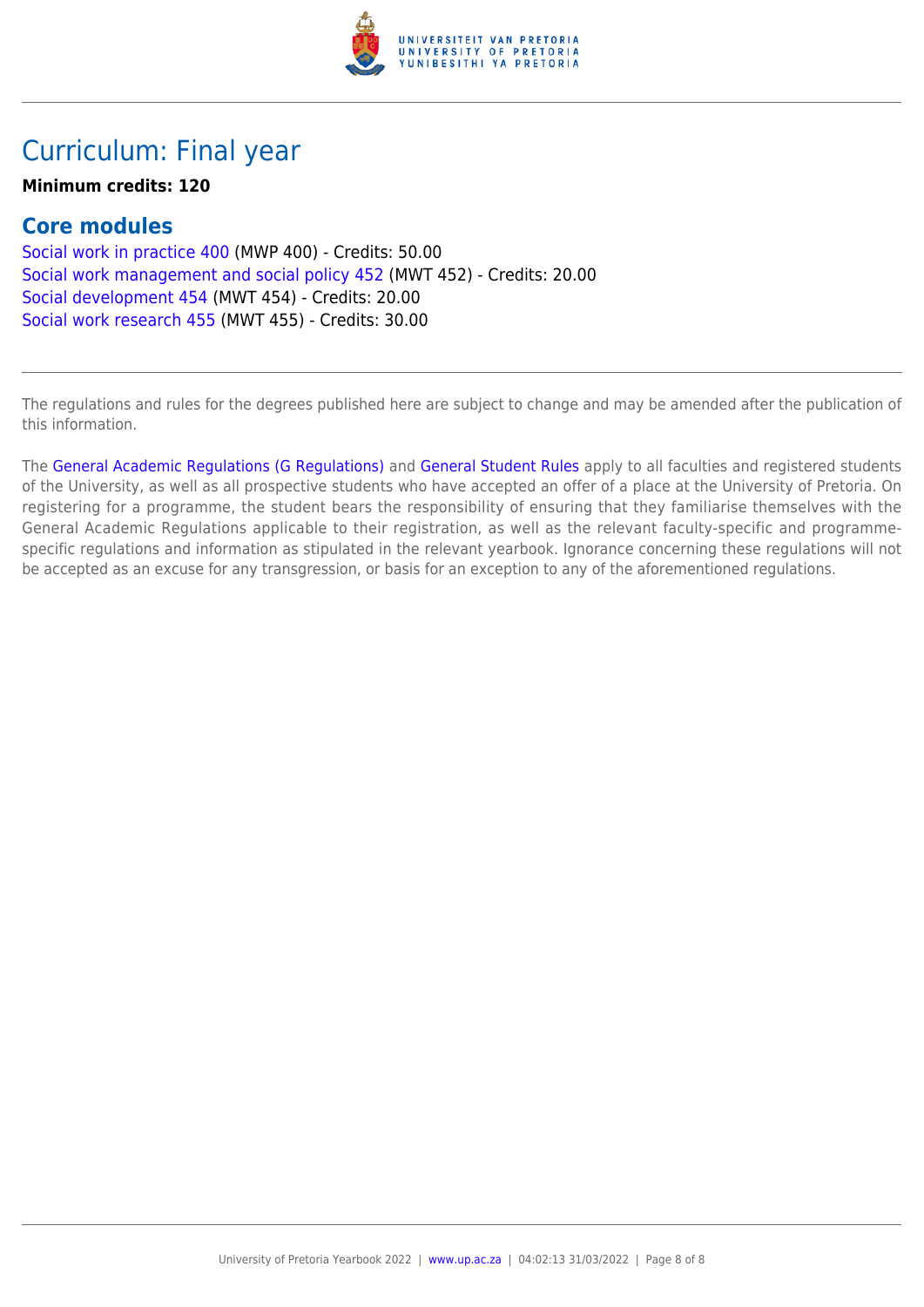## Curriculum: Final year

**Minimum credits: 120**

### Core modules

Social work in practice 400 (MWP 400) - Credits: 50.00
Social work management and social policy 452 (MWT 452) - Credits: 20.00
Social development 454 (MWT 454) - Credits: 20.00
Social work research 455 (MWT 455) - Credits: 30.00

---

The regulations and rules for the degrees published here are subject to change and may be amended after the publication of this information.

The General Academic Regulations (G Regulations) and General Student Rules apply to all faculties and registered students of the University, as well as all prospective students who have accepted an offer of a place at the University of Pretoria. On registering for a programme, the student bears the responsibility of ensuring that they familiarise themselves with the General Academic Regulations applicable to their registration, as well as the relevant faculty-specific and programme-specific regulations and information as stipulated in the relevant yearbook. Ignorance concerning these regulations will not be accepted as an excuse for any transgression, or basis for an exception to any of the aforementioned regulations.